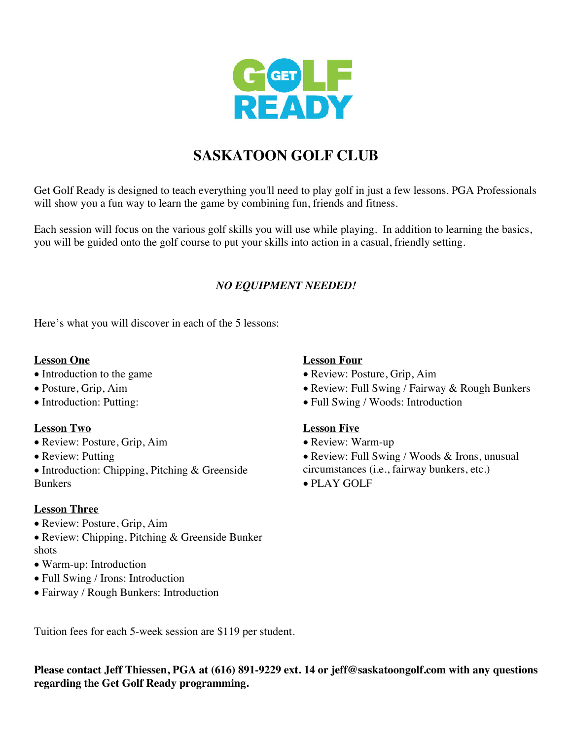GET GOLF READY

# SASKATOON GOLF CLUB

Get Golf Ready is designed to teach everything you'll need to play golf in just a few lessons. PGA Professionals will show you a fun way to learn the game by combining fun, friends and fitness.

Each session will focus on the various golf skills you will use while playing.  In addition to learning the basics, you will be guided onto the golf course to put your skills into action in a casual, friendly setting.

***NO EQUIPMENT NEEDED!***

Here's what you will discover in each of the 5 lessons:

**Lesson One**

- Introduction to the game
- Posture, Grip, Aim
- Introduction: Putting:

**Lesson Two**

- Review: Posture, Grip, Aim
- Review: Putting
- Introduction: Chipping, Pitching & Greenside Bunkers

**Lesson Three**

- Review: Posture, Grip, Aim
- Review: Chipping, Pitching & Greenside Bunker shots
- Warm-up: Introduction
- Full Swing / Irons: Introduction
- Fairway / Rough Bunkers: Introduction

**Lesson Four**

- Review: Posture, Grip, Aim
- Review: Full Swing / Fairway & Rough Bunkers
- Full Swing / Woods: Introduction

**Lesson Five**

- Review: Warm-up
- Review: Full Swing / Woods & Irons, unusual circumstances (i.e., fairway bunkers, etc.)
- PLAY GOLF

Tuition fees for each 5-week session are $119 per student.

**Please contact Jeff Thiessen, PGA at (616) 891-9229 ext. 14 or jeff@saskatoongolf.com with any questions regarding the Get Golf Ready programming.**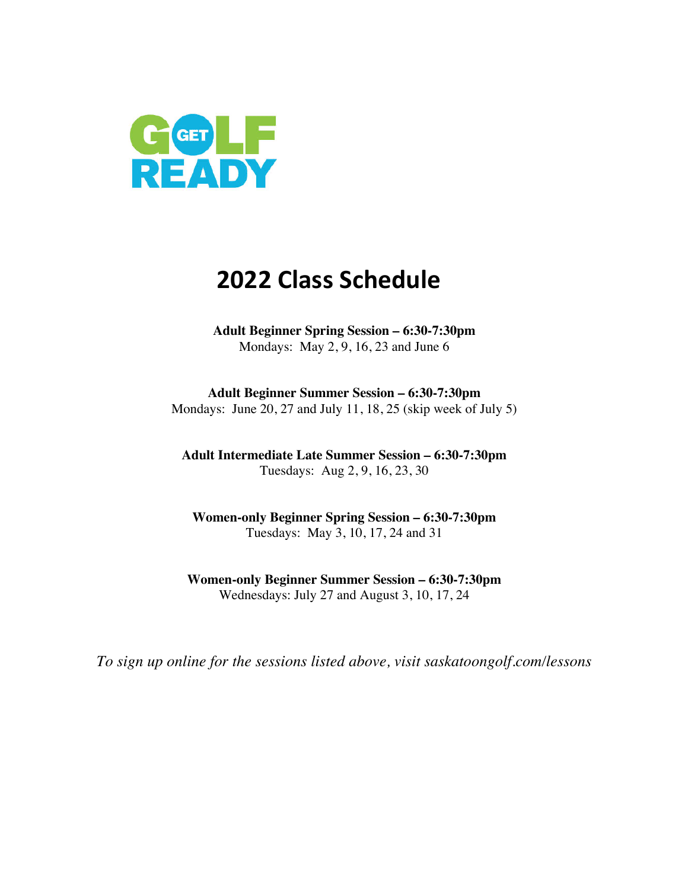GET GOLF READY

# 2022 Class Schedule

**Adult Beginner Spring Session – 6:30-7:30pm**
Mondays: May 2, 9, 16, 23 and June 6

**Adult Beginner Summer Session – 6:30-7:30pm**
Mondays: June 20, 27 and July 11, 18, 25 (skip week of July 5)

**Adult Intermediate Late Summer Session – 6:30-7:30pm**
Tuesdays: Aug 2, 9, 16, 23, 30

**Women-only Beginner Spring Session – 6:30-7:30pm**
Tuesdays: May 3, 10, 17, 24 and 31

**Women-only Beginner Summer Session – 6:30-7:30pm**
Wednesdays: July 27 and August 3, 10, 17, 24

*To sign up online for the sessions listed above, visit saskatoongolf.com/lessons*